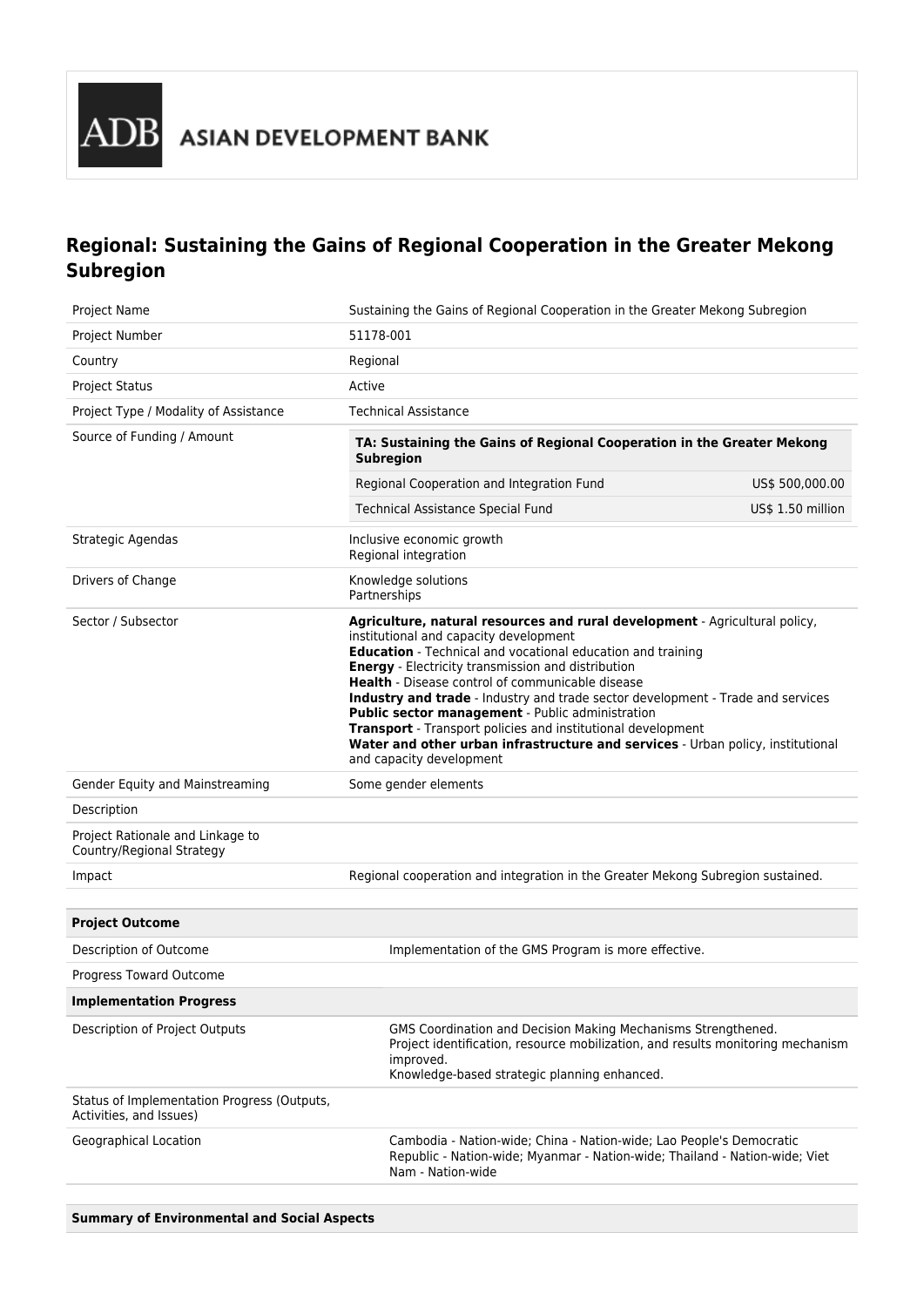ADB ASIAN DEVELOPMENT BANK

# Regional: Sustaining the Gains of Regional Cooperation in the Greater Mekong Subregion

| | |
|---|---|
| Project Name | Sustaining the Gains of Regional Cooperation in the Greater Mekong Subregion |
| Project Number | 51178-001 |
| Country | Regional |
| Project Status | Active |
| Project Type / Modality of Assistance | Technical Assistance |
| Source of Funding / Amount | **TA: Sustaining the Gains of Regional Cooperation in the Greater Mekong Subregion**<br>Regional Cooperation and Integration Fund: US$ 500,000.00<br>Technical Assistance Special Fund: US$ 1.50 million |
| Strategic Agendas | Inclusive economic growth<br>Regional integration |
| Drivers of Change | Knowledge solutions<br>Partnerships |
| Sector / Subsector | **Agriculture, natural resources and rural development** - Agricultural policy, institutional and capacity development<br>**Education** - Technical and vocational education and training<br>**Energy** - Electricity transmission and distribution<br>**Health** - Disease control of communicable disease<br>**Industry and trade** - Industry and trade sector development - Trade and services<br>**Public sector management** - Public administration<br>**Transport** - Transport policies and institutional development<br>**Water and other urban infrastructure and services** - Urban policy, institutional and capacity development |
| Gender Equity and Mainstreaming | Some gender elements |
| Description | |
| Project Rationale and Linkage to Country/Regional Strategy | |
| Impact | Regional cooperation and integration in the Greater Mekong Subregion sustained. |

| **Project Outcome** | |
|---|---|
| Description of Outcome | Implementation of the GMS Program is more effective. |
| Progress Toward Outcome | |
| **Implementation Progress** | |
| Description of Project Outputs | GMS Coordination and Decision Making Mechanisms Strengthened.<br>Project identification, resource mobilization, and results monitoring mechanism improved.<br>Knowledge-based strategic planning enhanced. |
| Status of Implementation Progress (Outputs, Activities, and Issues) | |
| Geographical Location | Cambodia - Nation-wide; China - Nation-wide; Lao People's Democratic Republic - Nation-wide; Myanmar - Nation-wide; Thailand - Nation-wide; Viet Nam - Nation-wide |

**Summary of Environmental and Social Aspects**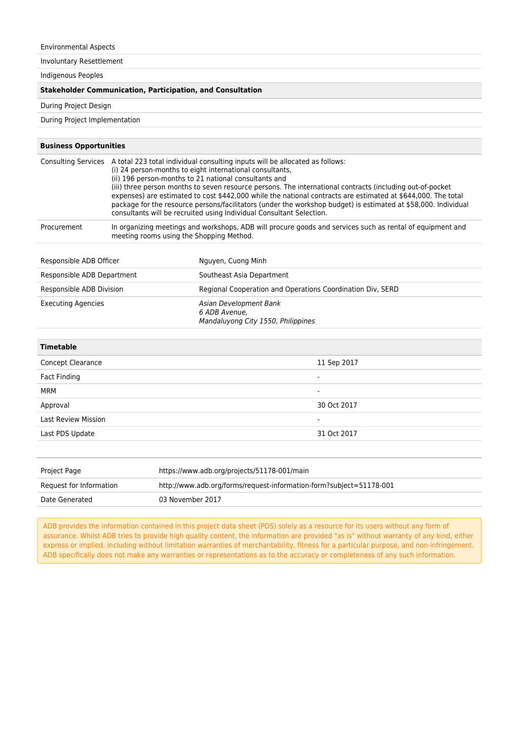| | |
|---|---|
| Environmental Aspects | |
| Involuntary Resettlement | |
| Indigenous Peoples | |

| **Stakeholder Communication, Participation, and Consultation** | |
|---|---|
| During Project Design | |
| During Project Implementation | |

| **Business Opportunities** | |
|---|---|
| Consulting Services | A total 223 total individual consulting inputs will be allocated as follows:<br>(i) 24 person-months to eight international consultants,<br>(ii) 196 person-months to 21 national consultants and<br>(iii) three person months to seven resource persons. The international contracts (including out-of-pocket expenses) are estimated to cost $442,000 while the national contracts are estimated at $644,000. The total package for the resource persons/facilitators (under the workshop budget) is estimated at $58,000. Individual consultants will be recruited using Individual Consultant Selection. |
| Procurement | In organizing meetings and workshops, ADB will procure goods and services such as rental of equipment and meeting rooms using the Shopping Method. |

| | |
|---|---|
| Responsible ADB Officer | Nguyen, Cuong Minh |
| Responsible ADB Department | Southeast Asia Department |
| Responsible ADB Division | Regional Cooperation and Operations Coordination Div, SERD |
| Executing Agencies | *Asian Development Bank*<br>*6 ADB Avenue,*<br>*Mandaluyong City 1550, Philippines* |

| **Timetable** | |
|---|---|
| Concept Clearance | 11 Sep 2017 |
| Fact Finding | - |
| MRM | - |
| Approval | 30 Oct 2017 |
| Last Review Mission | - |
| Last PDS Update | 31 Oct 2017 |

| | |
|---|---|
| Project Page | https://www.adb.org/projects/51178-001/main |
| Request for Information | http://www.adb.org/forms/request-information-form?subject=51178-001 |
| Date Generated | 03 November 2017 |

ADB provides the information contained in this project data sheet (PDS) solely as a resource for its users without any form of assurance. Whilst ADB tries to provide high quality content, the information are provided "as is" without warranty of any kind, either express or implied, including without limitation warranties of merchantability, fitness for a particular purpose, and non-infringement. ADB specifically does not make any warranties or representations as to the accuracy or completeness of any such information.